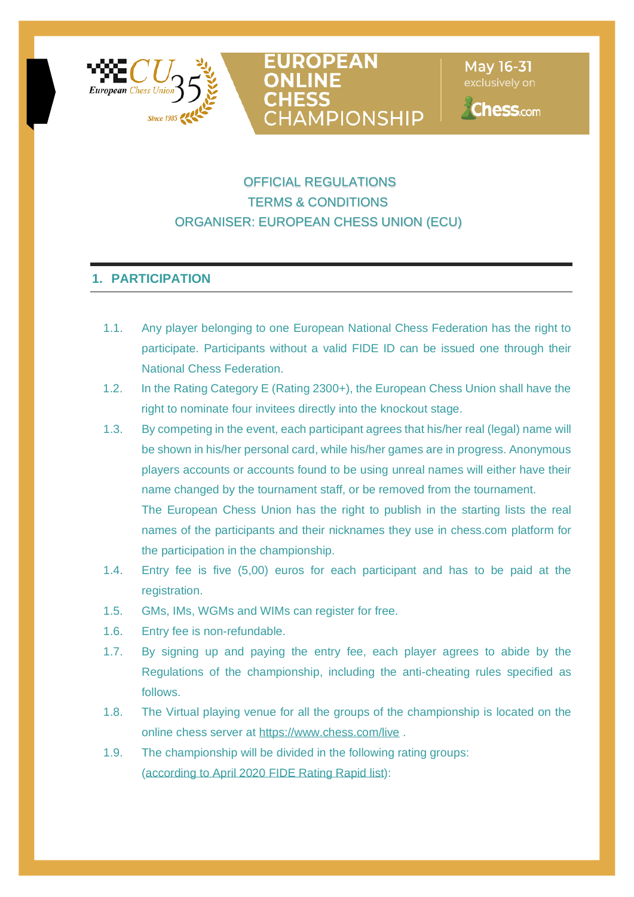# EUROPEAN ONLINE CHESS CHAMPIONSHIP

May 16-31 exclusively on Chess.com

OFFICIAL REGULATIONS
TERMS & CONDITIONS
ORGANISER: EUROPEAN CHESS UNION (ECU)

## 1. PARTICIPATION

1.1. Any player belonging to one European National Chess Federation has the right to participate. Participants without a valid FIDE ID can be issued one through their National Chess Federation.

1.2. In the Rating Category E (Rating 2300+), the European Chess Union shall have the right to nominate four invitees directly into the knockout stage.

1.3. By competing in the event, each participant agrees that his/her real (legal) name will be shown in his/her personal card, while his/her games are in progress. Anonymous players accounts or accounts found to be using unreal names will either have their name changed by the tournament staff, or be removed from the tournament.
The European Chess Union has the right to publish in the starting lists the real names of the participants and their nicknames they use in chess.com platform for the participation in the championship.

1.4. Entry fee is five (5,00) euros for each participant and has to be paid at the registration.

1.5. GMs, IMs, WGMs and WIMs can register for free.

1.6. Entry fee is non-refundable.

1.7. By signing up and paying the entry fee, each player agrees to abide by the Regulations of the championship, including the anti-cheating rules specified as follows.

1.8. The Virtual playing venue for all the groups of the championship is located on the online chess server at https://www.chess.com/live .

1.9. The championship will be divided in the following rating groups:
(according to April 2020 FIDE Rating Rapid list):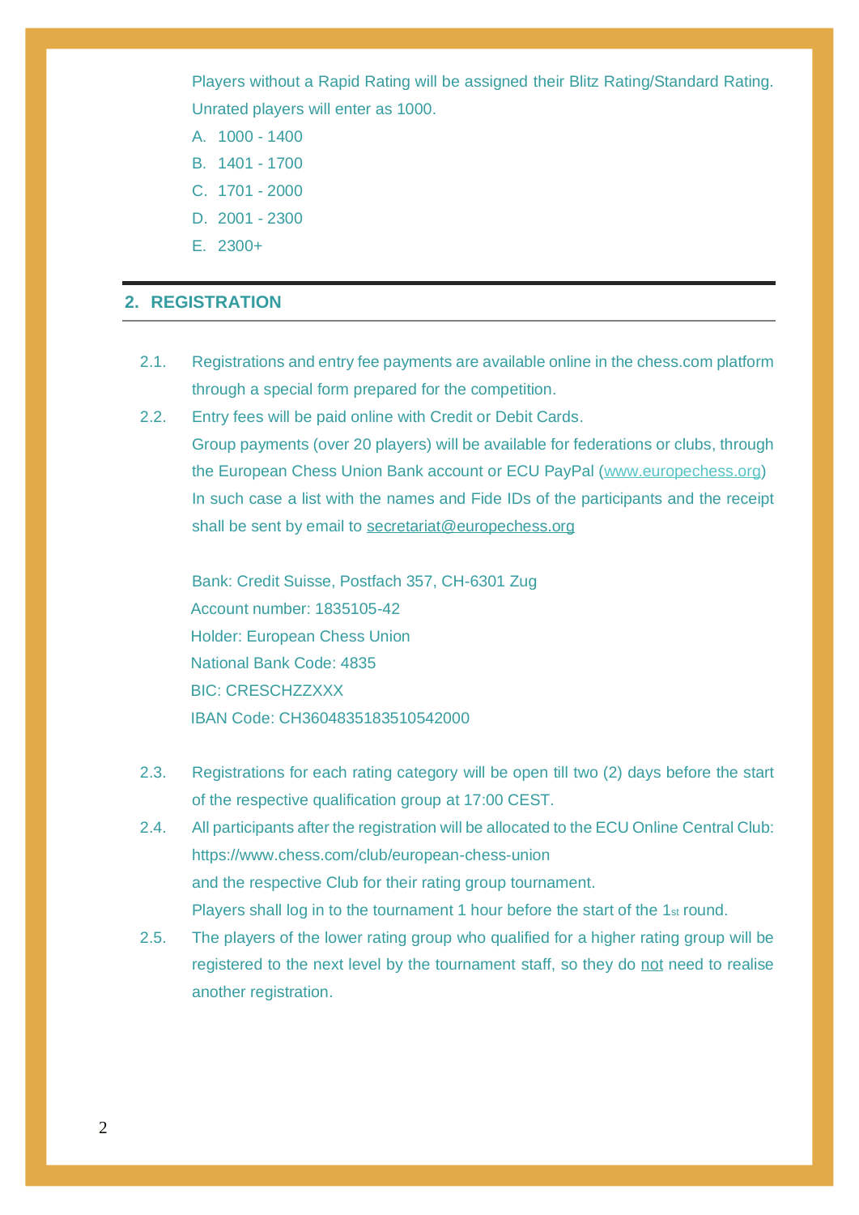Players without a Rapid Rating will be assigned their Blitz Rating/Standard Rating. Unrated players will enter as 1000.

A. 1000 - 1400
B. 1401 - 1700
C. 1701 - 2000
D. 2001 - 2300
E. 2300+

## 2. REGISTRATION

2.1. Registrations and entry fee payments are available online in the chess.com platform through a special form prepared for the competition.

2.2. Entry fees will be paid online with Credit or Debit Cards.
Group payments (over 20 players) will be available for federations or clubs, through the European Chess Union Bank account or ECU PayPal (www.europechess.org)
In such case a list with the names and Fide IDs of the participants and the receipt shall be sent by email to secretariat@europechess.org

Bank: Credit Suisse, Postfach 357, CH-6301 Zug
Account number: 1835105-42
Holder: European Chess Union
National Bank Code: 4835
BIC: CRESCHZZXXX
IBAN Code: CH3604835183510542000

2.3. Registrations for each rating category will be open till two (2) days before the start of the respective qualification group at 17:00 CEST.

2.4. All participants after the registration will be allocated to the ECU Online Central Club: https://www.chess.com/club/european-chess-union
and the respective Club for their rating group tournament.
Players shall log in to the tournament 1 hour before the start of the 1st round.

2.5. The players of the lower rating group who qualified for a higher rating group will be registered to the next level by the tournament staff, so they do not need to realise another registration.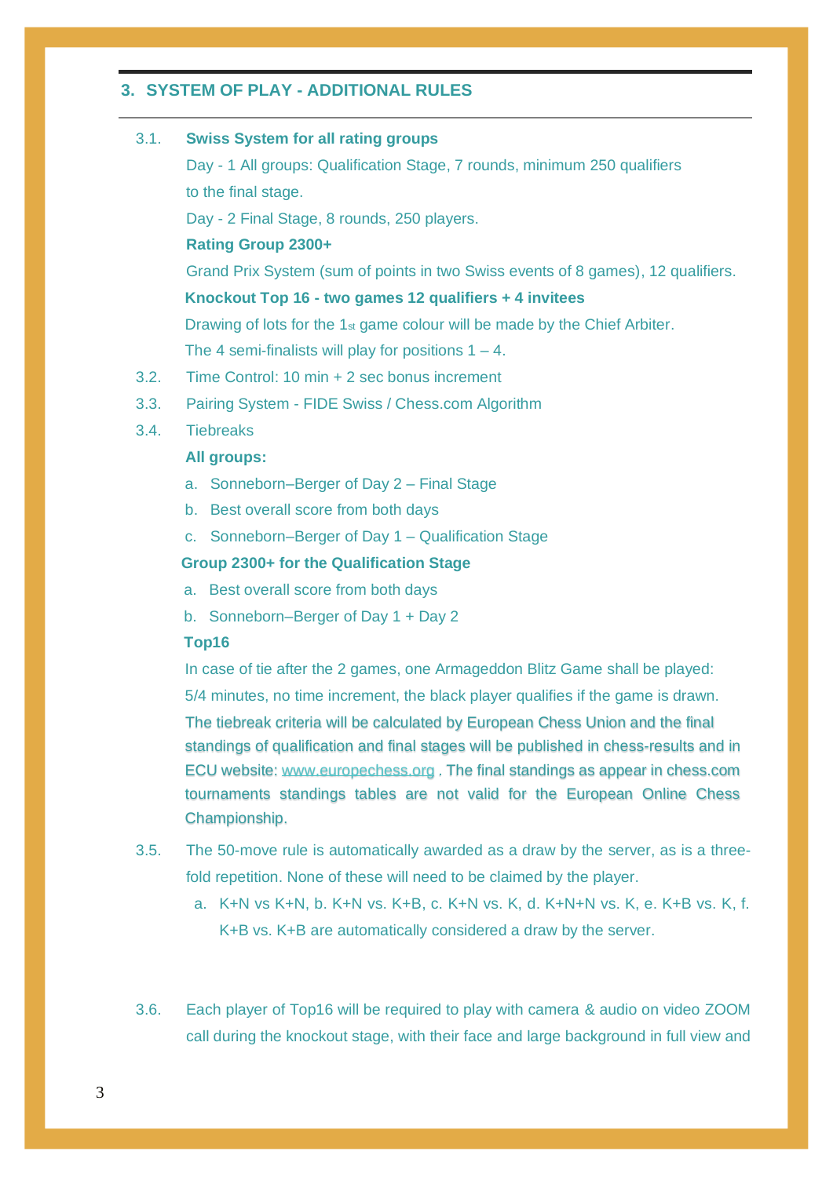## 3. SYSTEM OF PLAY - ADDITIONAL RULES

3.1. **Swiss System for all rating groups**

Day - 1 All groups: Qualification Stage, 7 rounds, minimum 250 qualifiers to the final stage.

Day - 2 Final Stage, 8 rounds, 250 players.

**Rating Group 2300+**

Grand Prix System (sum of points in two Swiss events of 8 games), 12 qualifiers.

**Knockout Top 16 - two games 12 qualifiers + 4 invitees**

Drawing of lots for the 1st game colour will be made by the Chief Arbiter.

The 4 semi-finalists will play for positions 1 – 4.

3.2. Time Control: 10 min + 2 sec bonus increment

3.3. Pairing System - FIDE Swiss / Chess.com Algorithm

3.4. Tiebreaks

**All groups:**

a. Sonneborn–Berger of Day 2 – Final Stage
b. Best overall score from both days
c. Sonneborn–Berger of Day 1 – Qualification Stage

**Group 2300+ for the Qualification Stage**

a. Best overall score from both days
b. Sonneborn–Berger of Day 1 + Day 2

**Top16**

In case of tie after the 2 games, one Armageddon Blitz Game shall be played: 5/4 minutes, no time increment, the black player qualifies if the game is drawn.

The tiebreak criteria will be calculated by European Chess Union and the final standings of qualification and final stages will be published in chess-results and in ECU website: www.europechess.org . The final standings as appear in chess.com tournaments standings tables are not valid for the European Online Chess Championship.

3.5. The 50-move rule is automatically awarded as a draw by the server, as is a three-fold repetition. None of these will need to be claimed by the player.

a. K+N vs K+N, b. K+N vs. K+B, c. K+N vs. K, d. K+N+N vs. K, e. K+B vs. K, f. K+B vs. K+B are automatically considered a draw by the server.

3.6. Each player of Top16 will be required to play with camera & audio on video ZOOM call during the knockout stage, with their face and large background in full view and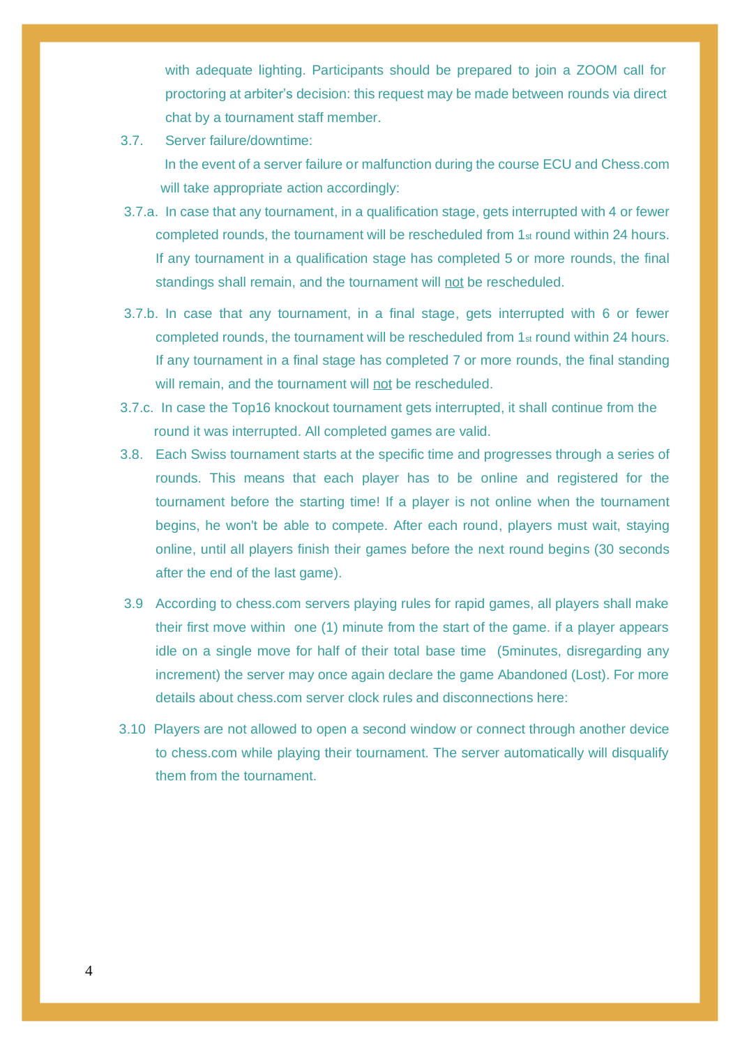with adequate lighting. Participants should be prepared to join a ZOOM call for proctoring at arbiter's decision: this request may be made between rounds via direct chat by a tournament staff member.

3.7. Server failure/downtime:

In the event of a server failure or malfunction during the course ECU and Chess.com will take appropriate action accordingly:

3.7.a. In case that any tournament, in a qualification stage, gets interrupted with 4 or fewer completed rounds, the tournament will be rescheduled from 1st round within 24 hours. If any tournament in a qualification stage has completed 5 or more rounds, the final standings shall remain, and the tournament will not be rescheduled.

3.7.b. In case that any tournament, in a final stage, gets interrupted with 6 or fewer completed rounds, the tournament will be rescheduled from 1st round within 24 hours. If any tournament in a final stage has completed 7 or more rounds, the final standing will remain, and the tournament will not be rescheduled.

3.7.c. In case the Top16 knockout tournament gets interrupted, it shall continue from the round it was interrupted. All completed games are valid.

3.8. Each Swiss tournament starts at the specific time and progresses through a series of rounds. This means that each player has to be online and registered for the tournament before the starting time! If a player is not online when the tournament begins, he won't be able to compete. After each round, players must wait, staying online, until all players finish their games before the next round begins (30 seconds after the end of the last game).

3.9 According to chess.com servers playing rules for rapid games, all players shall make their first move within one (1) minute from the start of the game. if a player appears idle on a single move for half of their total base time (5minutes, disregarding any increment) the server may once again declare the game Abandoned (Lost). For more details about chess.com server clock rules and disconnections here:

3.10 Players are not allowed to open a second window or connect through another device to chess.com while playing their tournament. The server automatically will disqualify them from the tournament.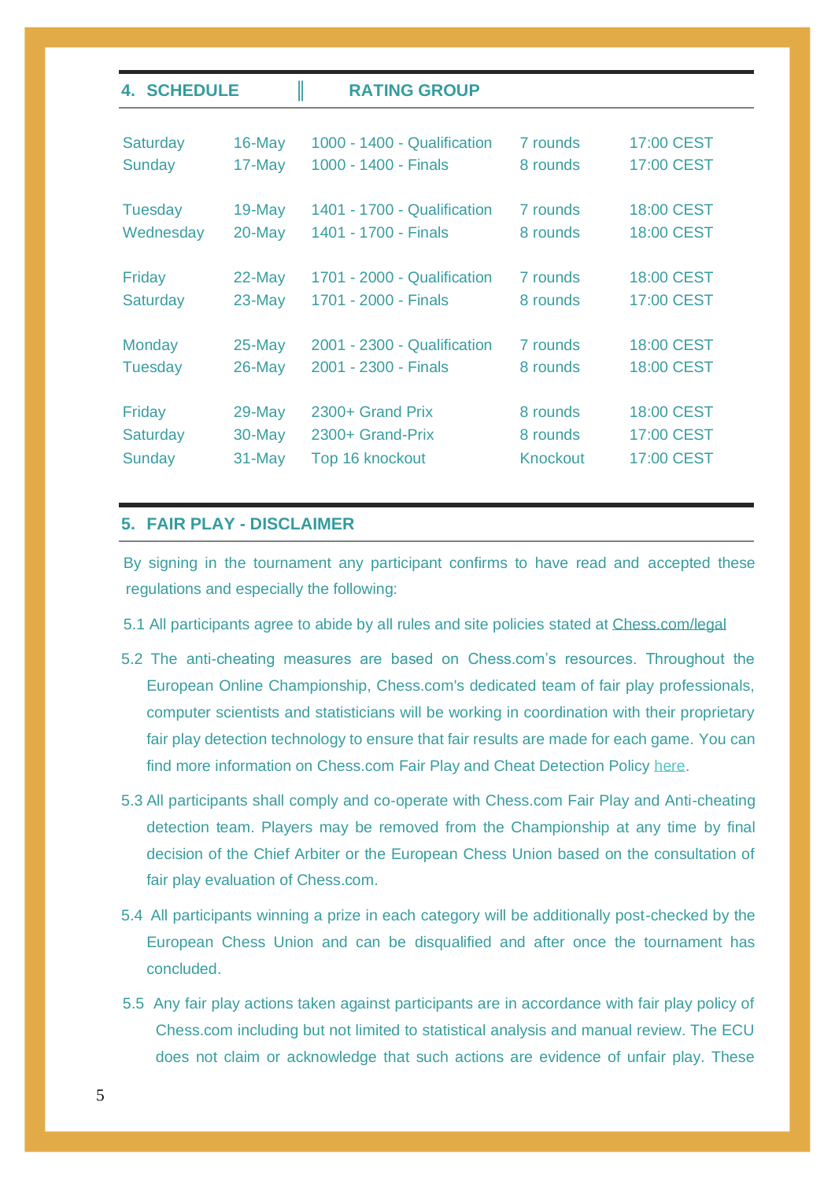## 4. SCHEDULE ‖ RATING GROUP

| | | | | |
|---|---|---|---|---|
| Saturday | 16-May | 1000 - 1400 - Qualification | 7 rounds | 17:00 CEST |
| Sunday | 17-May | 1000 - 1400 - Finals | 8 rounds | 17:00 CEST |
| Tuesday | 19-May | 1401 - 1700 - Qualification | 7 rounds | 18:00 CEST |
| Wednesday | 20-May | 1401 - 1700 - Finals | 8 rounds | 18:00 CEST |
| Friday | 22-May | 1701 - 2000 - Qualification | 7 rounds | 18:00 CEST |
| Saturday | 23-May | 1701 - 2000 - Finals | 8 rounds | 17:00 CEST |
| Monday | 25-May | 2001 - 2300 - Qualification | 7 rounds | 18:00 CEST |
| Tuesday | 26-May | 2001 - 2300 - Finals | 8 rounds | 18:00 CEST |
| Friday | 29-May | 2300+ Grand Prix | 8 rounds | 18:00 CEST |
| Saturday | 30-May | 2300+ Grand-Prix | 8 rounds | 17:00 CEST |
| Sunday | 31-May | Top 16 knockout | Knockout | 17:00 CEST |

## 5. FAIR PLAY - DISCLAIMER

By signing in the tournament any participant confirms to have read and accepted these regulations and especially the following:

5.1 All participants agree to abide by all rules and site policies stated at Chess.com/legal

5.2 The anti-cheating measures are based on Chess.com's resources. Throughout the European Online Championship, Chess.com's dedicated team of fair play professionals, computer scientists and statisticians will be working in coordination with their proprietary fair play detection technology to ensure that fair results are made for each game. You can find more information on Chess.com Fair Play and Cheat Detection Policy here.

5.3 All participants shall comply and co-operate with Chess.com Fair Play and Anti-cheating detection team. Players may be removed from the Championship at any time by final decision of the Chief Arbiter or the European Chess Union based on the consultation of fair play evaluation of Chess.com.

5.4 All participants winning a prize in each category will be additionally post-checked by the European Chess Union and can be disqualified and after once the tournament has concluded.

5.5 Any fair play actions taken against participants are in accordance with fair play policy of Chess.com including but not limited to statistical analysis and manual review. The ECU does not claim or acknowledge that such actions are evidence of unfair play. These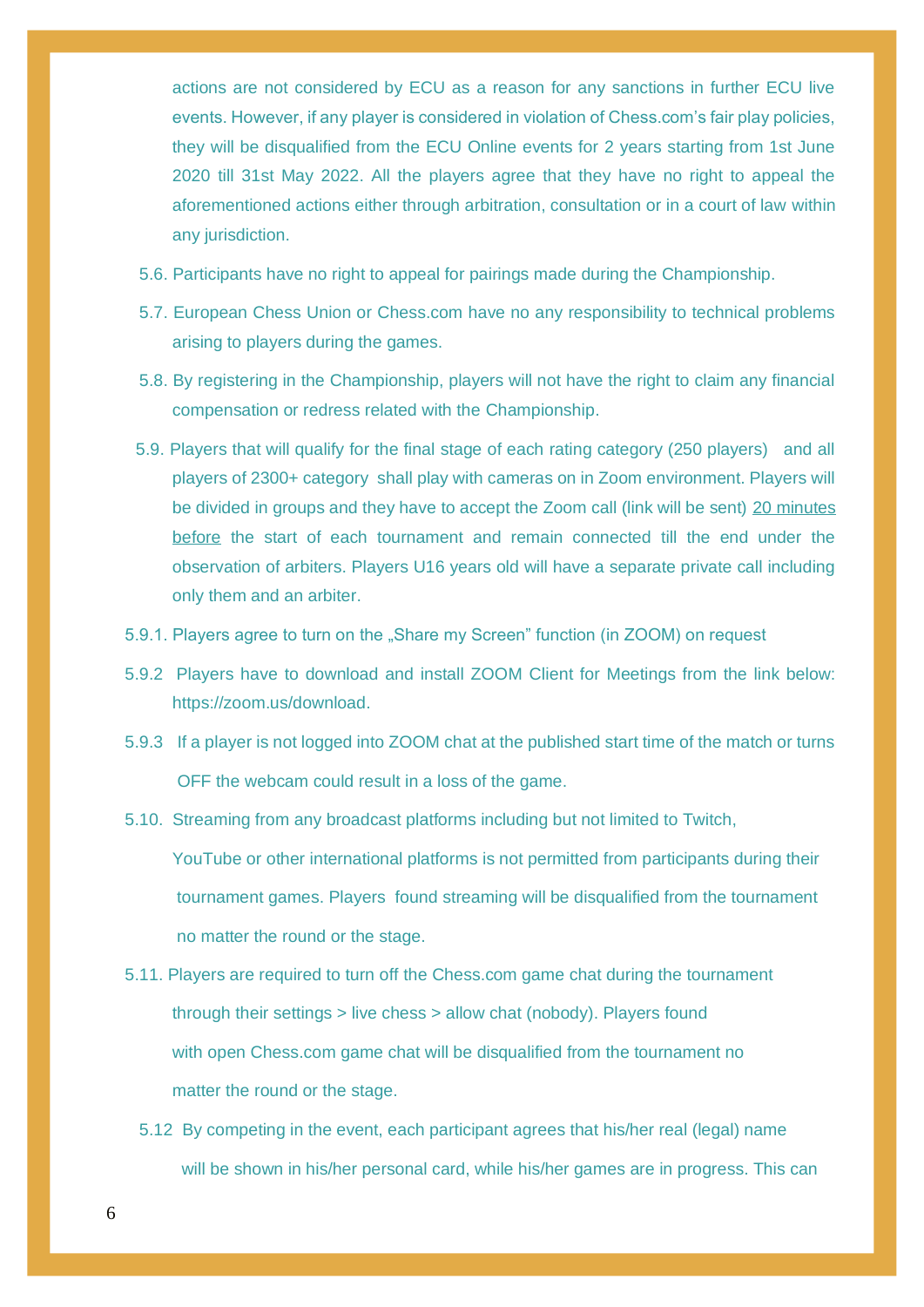actions are not considered by ECU as a reason for any sanctions in further ECU live events. However, if any player is considered in violation of Chess.com's fair play policies, they will be disqualified from the ECU Online events for 2 years starting from 1st June 2020 till 31st May 2022. All the players agree that they have no right to appeal the aforementioned actions either through arbitration, consultation or in a court of law within any jurisdiction.

5.6. Participants have no right to appeal for pairings made during the Championship.

5.7. European Chess Union or Chess.com have no any responsibility to technical problems arising to players during the games.

5.8. By registering in the Championship, players will not have the right to claim any financial compensation or redress related with the Championship.

5.9. Players that will qualify for the final stage of each rating category (250 players) and all players of 2300+ category shall play with cameras on in Zoom environment. Players will be divided in groups and they have to accept the Zoom call (link will be sent) 20 minutes before the start of each tournament and remain connected till the end under the observation of arbiters. Players U16 years old will have a separate private call including only them and an arbiter.

5.9.1. Players agree to turn on the „Share my Screen" function (in ZOOM) on request

5.9.2 Players have to download and install ZOOM Client for Meetings from the link below: https://zoom.us/download.

5.9.3 If a player is not logged into ZOOM chat at the published start time of the match or turns OFF the webcam could result in a loss of the game.

5.10. Streaming from any broadcast platforms including but not limited to Twitch, YouTube or other international platforms is not permitted from participants during their tournament games. Players found streaming will be disqualified from the tournament no matter the round or the stage.

5.11. Players are required to turn off the Chess.com game chat during the tournament through their settings > live chess > allow chat (nobody). Players found with open Chess.com game chat will be disqualified from the tournament no matter the round or the stage.

5.12 By competing in the event, each participant agrees that his/her real (legal) name will be shown in his/her personal card, while his/her games are in progress. This can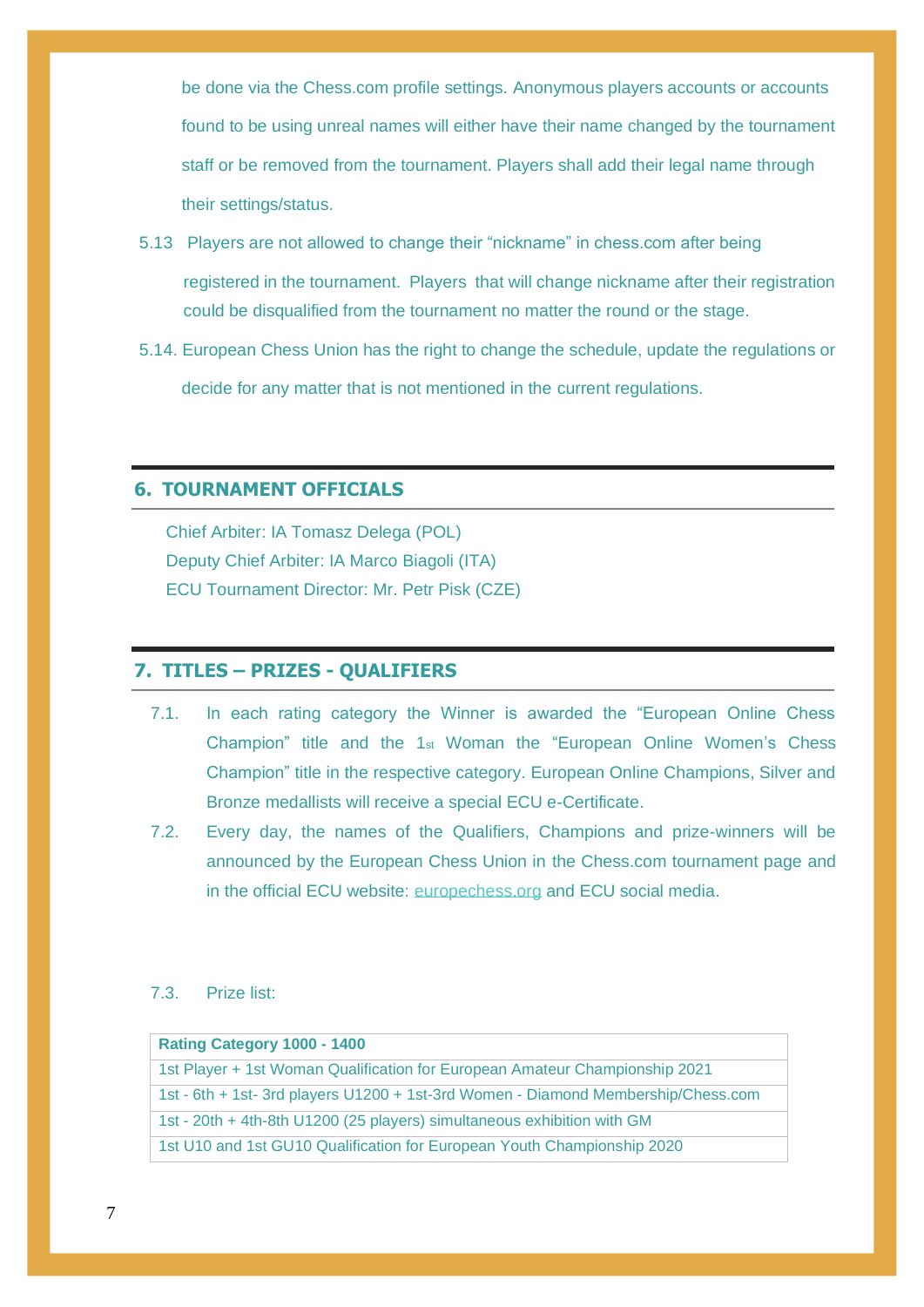be done via the Chess.com profile settings. Anonymous players accounts or accounts found to be using unreal names will either have their name changed by the tournament staff or be removed from the tournament. Players shall add their legal name through their settings/status.

5.13 Players are not allowed to change their "nickname" in chess.com after being registered in the tournament. Players that will change nickname after their registration could be disqualified from the tournament no matter the round or the stage.

5.14. European Chess Union has the right to change the schedule, update the regulations or decide for any matter that is not mentioned in the current regulations.

## 6. TOURNAMENT OFFICIALS

Chief Arbiter: IA Tomasz Delega (POL)
Deputy Chief Arbiter: IA Marco Biagoli (ITA)
ECU Tournament Director: Mr. Petr Pisk (CZE)

## 7. TITLES – PRIZES - QUALIFIERS

7.1. In each rating category the Winner is awarded the "European Online Chess Champion" title and the 1st Woman the "European Online Women's Chess Champion" title in the respective category. European Online Champions, Silver and Bronze medallists will receive a special ECU e-Certificate.

7.2. Every day, the names of the Qualifiers, Champions and prize-winners will be announced by the European Chess Union in the Chess.com tournament page and in the official ECU website: europechess.org and ECU social media.

7.3. Prize list:

| Rating Category 1000 - 1400 |
|---|
| 1st Player + 1st Woman Qualification for European Amateur Championship 2021 |
| 1st - 6th + 1st- 3rd players U1200 + 1st-3rd Women - Diamond Membership/Chess.com |
| 1st - 20th + 4th-8th U1200 (25 players) simultaneous exhibition with GM |
| 1st U10 and 1st GU10 Qualification for European Youth Championship 2020 |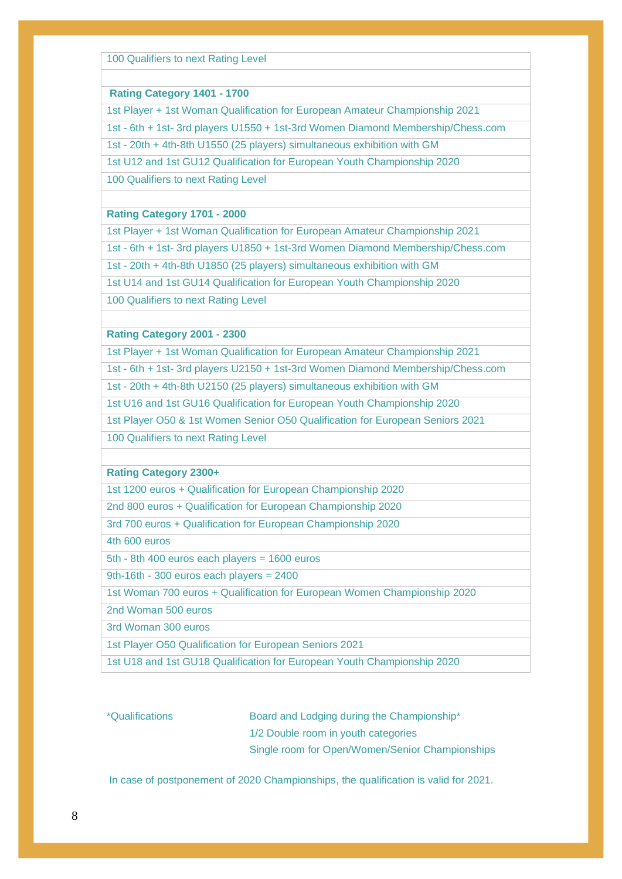| 100 Qualifiers to next Rating Level |
|---|
| |
| **Rating Category 1401 - 1700** |
| 1st Player + 1st Woman Qualification for European Amateur Championship 2021 |
| 1st - 6th + 1st- 3rd players U1550 + 1st-3rd Women Diamond Membership/Chess.com |
| 1st - 20th + 4th-8th U1550 (25 players) simultaneous exhibition with GM |
| 1st U12 and 1st GU12 Qualification for European Youth Championship 2020 |
| 100 Qualifiers to next Rating Level |
| |
| **Rating Category 1701 - 2000** |
| 1st Player + 1st Woman Qualification for European Amateur Championship 2021 |
| 1st - 6th + 1st- 3rd players U1850 + 1st-3rd Women Diamond Membership/Chess.com |
| 1st - 20th + 4th-8th U1850 (25 players) simultaneous exhibition with GM |
| 1st U14 and 1st GU14 Qualification for European Youth Championship 2020 |
| 100 Qualifiers to next Rating Level |
| |
| **Rating Category 2001 - 2300** |
| 1st Player + 1st Woman Qualification for European Amateur Championship 2021 |
| 1st - 6th + 1st- 3rd players U2150 + 1st-3rd Women Diamond Membership/Chess.com |
| 1st - 20th + 4th-8th U2150 (25 players) simultaneous exhibition with GM |
| 1st U16 and 1st GU16 Qualification for European Youth Championship 2020 |
| 1st Player O50 & 1st Women Senior O50 Qualification for European Seniors 2021 |
| 100 Qualifiers to next Rating Level |
| |
| **Rating Category 2300+** |
| 1st 1200 euros + Qualification for European Championship 2020 |
| 2nd 800 euros + Qualification for European Championship 2020 |
| 3rd 700 euros + Qualification for European Championship 2020 |
| 4th 600 euros |
| 5th - 8th 400 euros each players = 1600 euros |
| 9th-16th - 300 euros each players = 2400 |
| 1st Woman 700 euros + Qualification for European Women Championship 2020 |
| 2nd Woman 500 euros |
| 3rd Woman 300 euros |
| 1st Player O50 Qualification for European Seniors 2021 |
| 1st U18 and 1st GU18 Qualification for European Youth Championship 2020 |

*Qualifications — Board and Lodging during the Championship*
1/2 Double room in youth categories
Single room for Open/Women/Senior Championships

In case of postponement of 2020 Championships, the qualification is valid for 2021.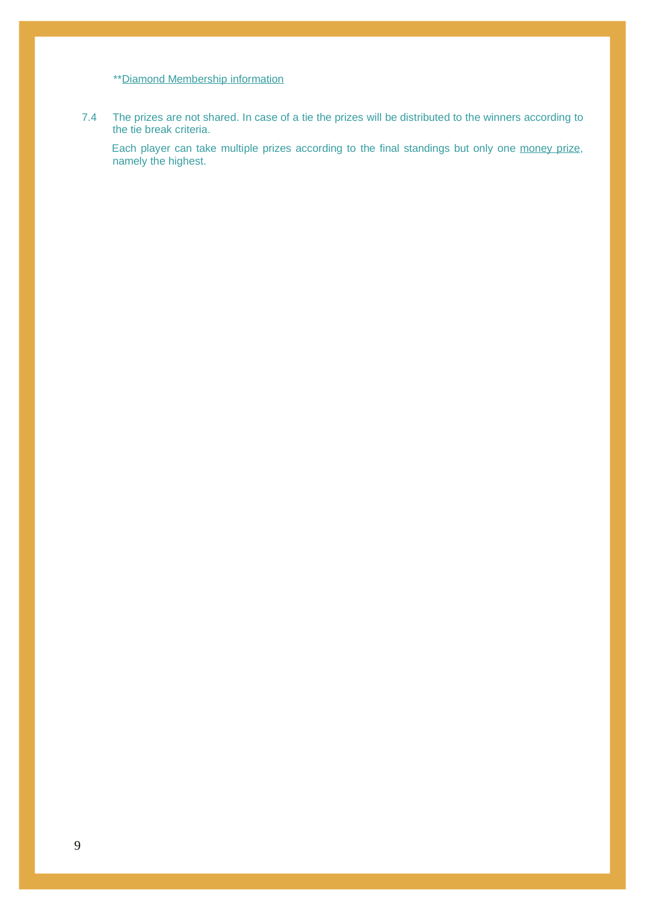**Diamond Membership information

7.4 The prizes are not shared. In case of a tie the prizes will be distributed to the winners according to the tie break criteria.

Each player can take multiple prizes according to the final standings but only one money prize, namely the highest.